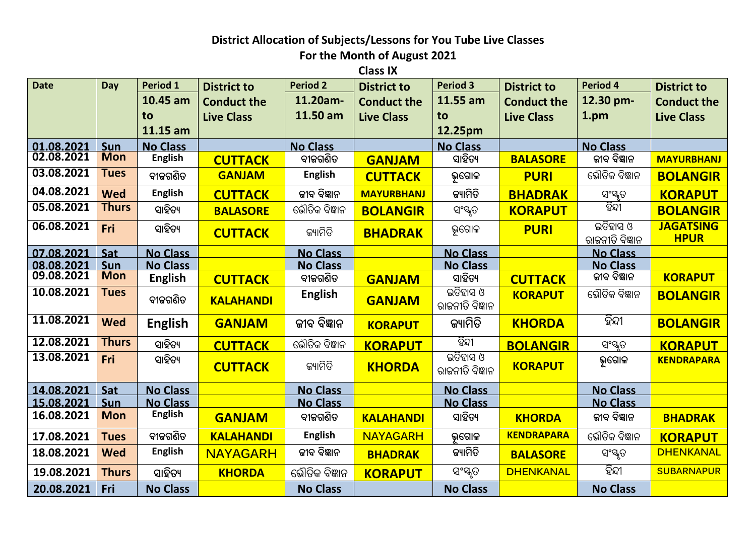**District Allocation of Subjects/Lessons for You Tube Live Classes**

**For the Month of August 2021**

**Class IX**

| Date | Day | Period 1 10.45 am to 11.15 am | District to Conduct the Live Class | Period 2 11.20am-11.50 am | District to Conduct the Live Class | Period 3 11.55 am to 12.25pm | District to Conduct the Live Class | Period 4 12.30 pm-1.pm | District to Conduct the Live Class |
|---|---|---|---|---|---|---|---|---|---|
| 01.08.2021 | Sun | No Class | | No Class | | No Class | | No Class | |
| 02.08.2021 | Mon | English | CUTTACK | ବୀଜଗଣିତ | GANJAM | ସାହିତ୍ୟ | BALASORE | ଜୀବ ବିଜ୍ଞାନ | MAYURBHANJ |
| 03.08.2021 | Tues | ବୀଜଗଣିତ | GANJAM | English | CUTTACK | ଭୂଗୋଳ | PURI | ଭୌତିକ ବିଜ୍ଞାନ | BOLANGIR |
| 04.08.2021 | Wed | English | CUTTACK | ଜୀବ ବିଜ୍ଞାନ | MAYURBHANJ | ଜ୍ୟାମିତି | BHADRAK | ସଂସ୍କୃତ | KORAPUT |
| 05.08.2021 | Thurs | ସାହିତ୍ୟ | BALASORE | ଭୌତିକ ବିଜ୍ଞାନ | BOLANGIR | ସଂସ୍କୃତ | KORAPUT | ହିନ୍ଦୀ | BOLANGIR |
| 06.08.2021 | Fri | ସାହିତ୍ୟ | CUTTACK | ଜ୍ୟାମିତି | BHADRAK | ଭୂଗୋଳ | PURI | ଇତିହାସ ଓ ରାଜନୀତି ବିଜ୍ଞାନ | JAGATSINGHPUR |
| 07.08.2021 | Sat | No Class | | No Class | | No Class | | No Class | |
| 08.08.2021 | Sun | No Class | | No Class | | No Class | | No Class | |
| 09.08.2021 | Mon | English | CUTTACK | ବୀଜଗଣିତ | GANJAM | ସାହିତ୍ୟ | CUTTACK | ଜୀବ ବିଜ୍ଞାନ | KORAPUT |
| 10.08.2021 | Tues | ବୀଜଗଣିତ | KALAHANDI | English | GANJAM | ଇତିହାସ ଓ ରାଜନୀତି ବିଜ୍ଞାନ | KORAPUT | ଭୌତିକ ବିଜ୍ଞାନ | BOLANGIR |
| 11.08.2021 | Wed | English | GANJAM | ଜୀବ ବିଜ୍ଞାନ | KORAPUT | ଜ୍ୟାମିତି | KHORDA | ହିନ୍ଦୀ | BOLANGIR |
| 12.08.2021 | Thurs | ସାହିତ୍ୟ | CUTTACK | ଭୌତିକ ବିଜ୍ଞାନ | KORAPUT | ହିନ୍ଦୀ | BOLANGIR | ସଂସ୍କୃତ | KORAPUT |
| 13.08.2021 | Fri | ସାହିତ୍ୟ | CUTTACK | ଜ୍ୟାମିତି | KHORDA | ଇତିହାସ ଓ ରାଜନୀତି ବିଜ୍ଞାନ | KORAPUT | ଭୂଗୋଳ | KENDRAPARA |
| 14.08.2021 | Sat | No Class | | No Class | | No Class | | No Class | |
| 15.08.2021 | Sun | No Class | | No Class | | No Class | | No Class | |
| 16.08.2021 | Mon | English | GANJAM | ବୀଜଗଣିତ | KALAHANDI | ସାହିତ୍ୟ | KHORDA | ଜୀବ ବିଜ୍ଞାନ | BHADRAK |
| 17.08.2021 | Tues | ବୀଜଗଣିତ | KALAHANDI | English | NAYAGARH | ଭୂଗୋଳ | KENDRAPARA | ଭୌତିକ ବିଜ୍ଞାନ | KORAPUT |
| 18.08.2021 | Wed | English | NAYAGARH | ଜୀବ ବିଜ୍ଞାନ | BHADRAK | ଜ୍ୟାମିତି | BALASORE | ସଂସ୍କୃତ | DHENKANAL |
| 19.08.2021 | Thurs | ସାହିତ୍ୟ | KHORDA | ଭୌତିକ ବିଜ୍ଞାନ | KORAPUT | ସଂସ୍କୃତ | DHENKANAL | ହିନ୍ଦୀ | SUBARNAPUR |
| 20.08.2021 | Fri | No Class | | No Class | | No Class | | No Class | |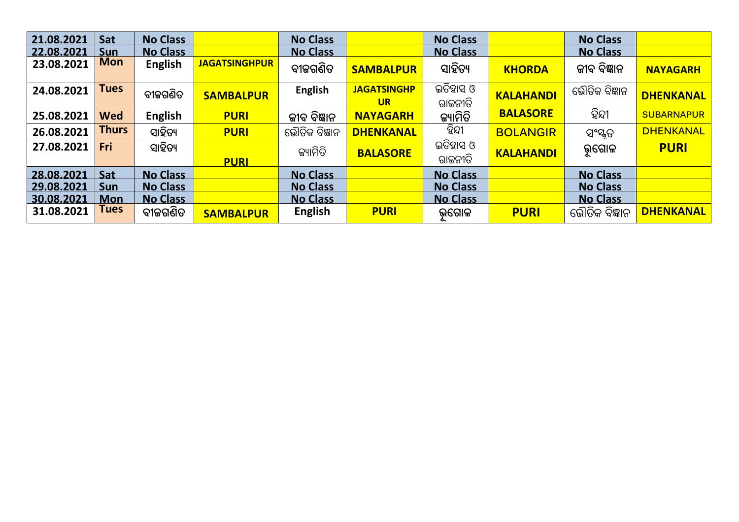| | | | | | | | | | |
|---|---|---|---|---|---|---|---|---|---|
| 21.08.2021 | Sat | No Class | | No Class | | No Class | | No Class | |
| 22.08.2021 | Sun | No Class | | No Class | | No Class | | No Class | |
| 23.08.2021 | Mon | English | JAGATSINGHPUR | ବୀଜଗଣିତ | SAMBALPUR | ସାହିତ୍ୟ | KHORDA | ଜୀବ ବିଜ୍ଞାନ | NAYAGARH |
| 24.08.2021 | Tues | ବୀଜଗଣିତ | SAMBALPUR | English | JAGATSINGHPUR | ଇତିହାସ ଓ ରାଜନୀତି | KALAHANDI | ଭୌତିକ ବିଜ୍ଞାନ | DHENKANAL |
| 25.08.2021 | Wed | English | PURI | ଜୀବ ବିଜ୍ଞାନ | NAYAGARH | ଜ୍ୟାମିତି | BALASORE | ହିନ୍ଦୀ | SUBARNAPUR |
| 26.08.2021 | Thurs | ସାହିତ୍ୟ | PURI | ଭୌତିକ ବିଜ୍ଞାନ | DHENKANAL | ହିନ୍ଦୀ | BOLANGIR | ସଂସ୍କୃତ | DHENKANAL |
| 27.08.2021 | Fri | ସାହିତ୍ୟ | PURI | ଜ୍ୟାମିତି | BALASORE | ଇତିହାସ ଓ ରାଜନୀତି | KALAHANDI | ଭୂଗୋଳ | PURI |
| 28.08.2021 | Sat | No Class | | No Class | | No Class | | No Class | |
| 29.08.2021 | Sun | No Class | | No Class | | No Class | | No Class | |
| 30.08.2021 | Mon | No Class | | No Class | | No Class | | No Class | |
| 31.08.2021 | Tues | ବୀଜଗଣିତ | SAMBALPUR | English | PURI | ଭୂଗୋଳ | PURI | ଭୌତିକ ବିଜ୍ଞାନ | DHENKANAL |